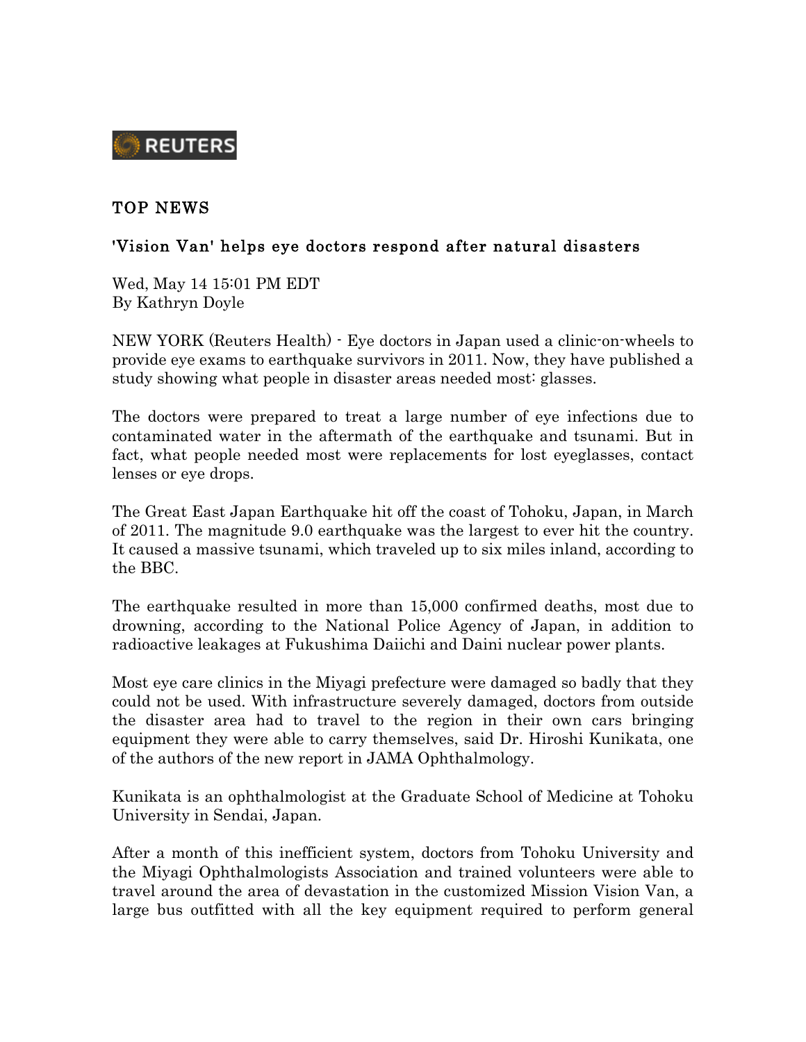REUTERS

## TOP NEWS

### 'Vision Van' helps eye doctors respond after natural disasters

Wed, May 14 15:01 PM EDT
By Kathryn Doyle

NEW YORK (Reuters Health) - Eye doctors in Japan used a clinic-on-wheels to provide eye exams to earthquake survivors in 2011. Now, they have published a study showing what people in disaster areas needed most: glasses.

The doctors were prepared to treat a large number of eye infections due to contaminated water in the aftermath of the earthquake and tsunami. But in fact, what people needed most were replacements for lost eyeglasses, contact lenses or eye drops.

The Great East Japan Earthquake hit off the coast of Tohoku, Japan, in March of 2011. The magnitude 9.0 earthquake was the largest to ever hit the country. It caused a massive tsunami, which traveled up to six miles inland, according to the BBC.

The earthquake resulted in more than 15,000 confirmed deaths, most due to drowning, according to the National Police Agency of Japan, in addition to radioactive leakages at Fukushima Daiichi and Daini nuclear power plants.

Most eye care clinics in the Miyagi prefecture were damaged so badly that they could not be used. With infrastructure severely damaged, doctors from outside the disaster area had to travel to the region in their own cars bringing equipment they were able to carry themselves, said Dr. Hiroshi Kunikata, one of the authors of the new report in JAMA Ophthalmology.

Kunikata is an ophthalmologist at the Graduate School of Medicine at Tohoku University in Sendai, Japan.

After a month of this inefficient system, doctors from Tohoku University and the Miyagi Ophthalmologists Association and trained volunteers were able to travel around the area of devastation in the customized Mission Vision Van, a large bus outfitted with all the key equipment required to perform general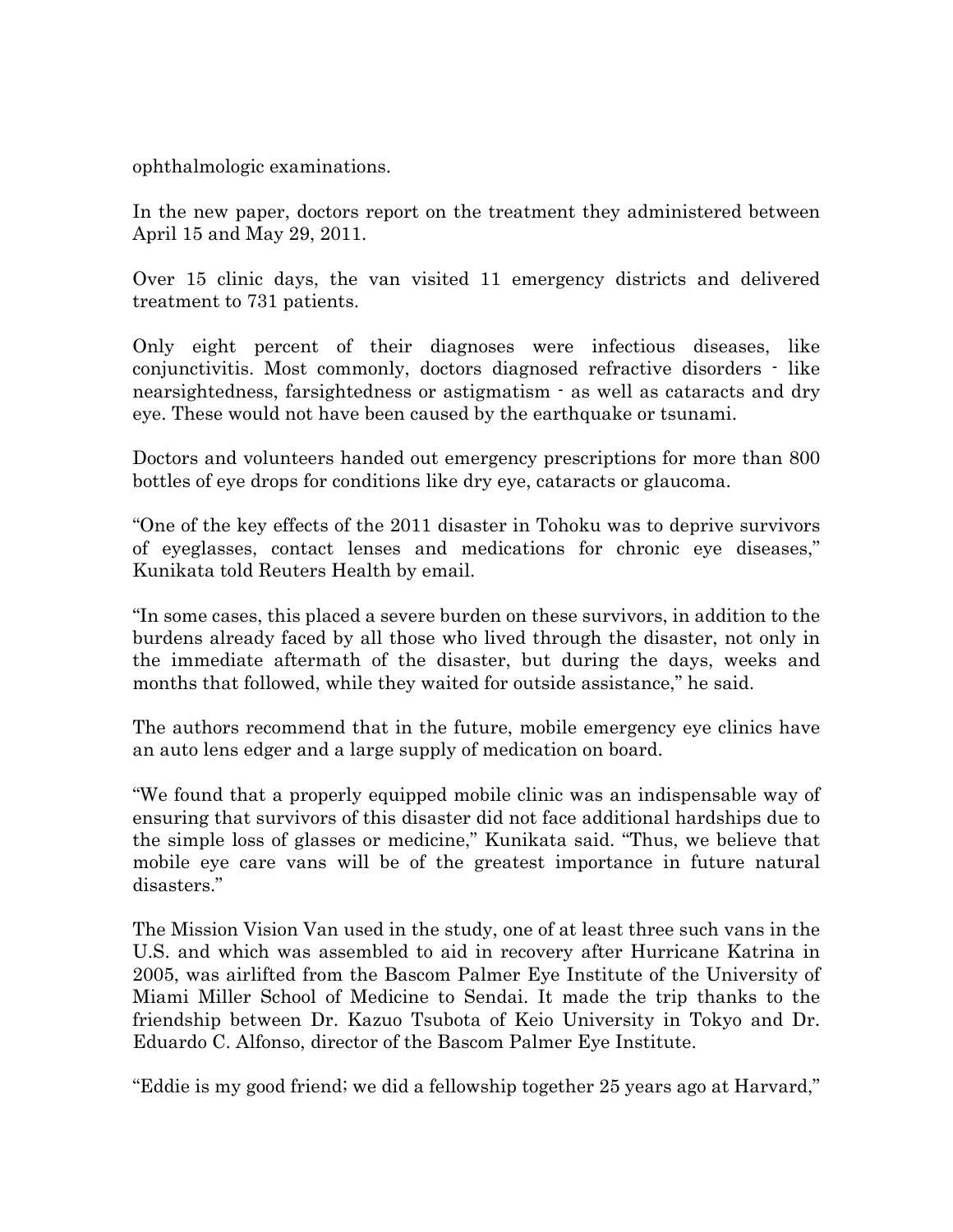ophthalmologic examinations.

In the new paper, doctors report on the treatment they administered between April 15 and May 29, 2011.

Over 15 clinic days, the van visited 11 emergency districts and delivered treatment to 731 patients.

Only eight percent of their diagnoses were infectious diseases, like conjunctivitis. Most commonly, doctors diagnosed refractive disorders - like nearsightedness, farsightedness or astigmatism - as well as cataracts and dry eye. These would not have been caused by the earthquake or tsunami.

Doctors and volunteers handed out emergency prescriptions for more than 800 bottles of eye drops for conditions like dry eye, cataracts or glaucoma.

"One of the key effects of the 2011 disaster in Tohoku was to deprive survivors of eyeglasses, contact lenses and medications for chronic eye diseases," Kunikata told Reuters Health by email.

"In some cases, this placed a severe burden on these survivors, in addition to the burdens already faced by all those who lived through the disaster, not only in the immediate aftermath of the disaster, but during the days, weeks and months that followed, while they waited for outside assistance," he said.

The authors recommend that in the future, mobile emergency eye clinics have an auto lens edger and a large supply of medication on board.

"We found that a properly equipped mobile clinic was an indispensable way of ensuring that survivors of this disaster did not face additional hardships due to the simple loss of glasses or medicine," Kunikata said. "Thus, we believe that mobile eye care vans will be of the greatest importance in future natural disasters."

The Mission Vision Van used in the study, one of at least three such vans in the U.S. and which was assembled to aid in recovery after Hurricane Katrina in 2005, was airlifted from the Bascom Palmer Eye Institute of the University of Miami Miller School of Medicine to Sendai. It made the trip thanks to the friendship between Dr. Kazuo Tsubota of Keio University in Tokyo and Dr. Eduardo C. Alfonso, director of the Bascom Palmer Eye Institute.

"Eddie is my good friend; we did a fellowship together 25 years ago at Harvard,"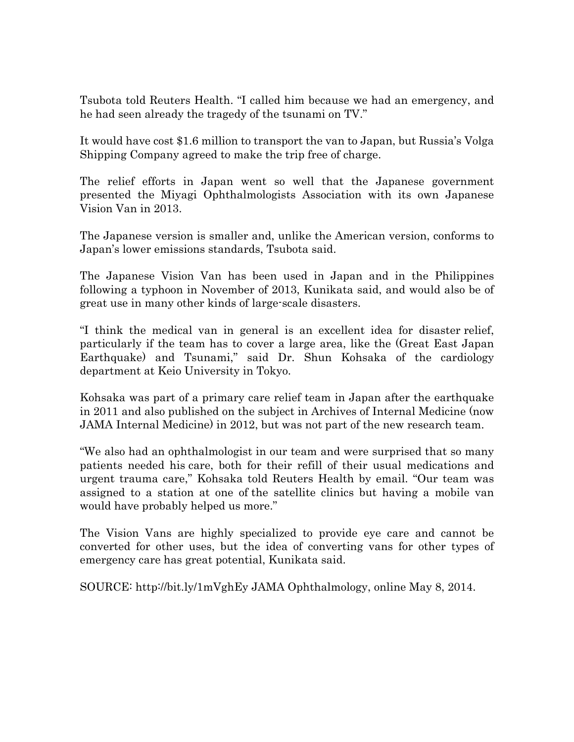Tsubota told Reuters Health. "I called him because we had an emergency, and he had seen already the tragedy of the tsunami on TV."

It would have cost $1.6 million to transport the van to Japan, but Russia's Volga Shipping Company agreed to make the trip free of charge.

The relief efforts in Japan went so well that the Japanese government presented the Miyagi Ophthalmologists Association with its own Japanese Vision Van in 2013.

The Japanese version is smaller and, unlike the American version, conforms to Japan's lower emissions standards, Tsubota said.

The Japanese Vision Van has been used in Japan and in the Philippines following a typhoon in November of 2013, Kunikata said, and would also be of great use in many other kinds of large-scale disasters.

"I think the medical van in general is an excellent idea for disaster relief, particularly if the team has to cover a large area, like the (Great East Japan Earthquake) and Tsunami," said Dr. Shun Kohsaka of the cardiology department at Keio University in Tokyo.

Kohsaka was part of a primary care relief team in Japan after the earthquake in 2011 and also published on the subject in Archives of Internal Medicine (now JAMA Internal Medicine) in 2012, but was not part of the new research team.

"We also had an ophthalmologist in our team and were surprised that so many patients needed his care, both for their refill of their usual medications and urgent trauma care," Kohsaka told Reuters Health by email. "Our team was assigned to a station at one of the satellite clinics but having a mobile van would have probably helped us more."

The Vision Vans are highly specialized to provide eye care and cannot be converted for other uses, but the idea of converting vans for other types of emergency care has great potential, Kunikata said.

SOURCE: http://bit.ly/1mVghEy JAMA Ophthalmology, online May 8, 2014.